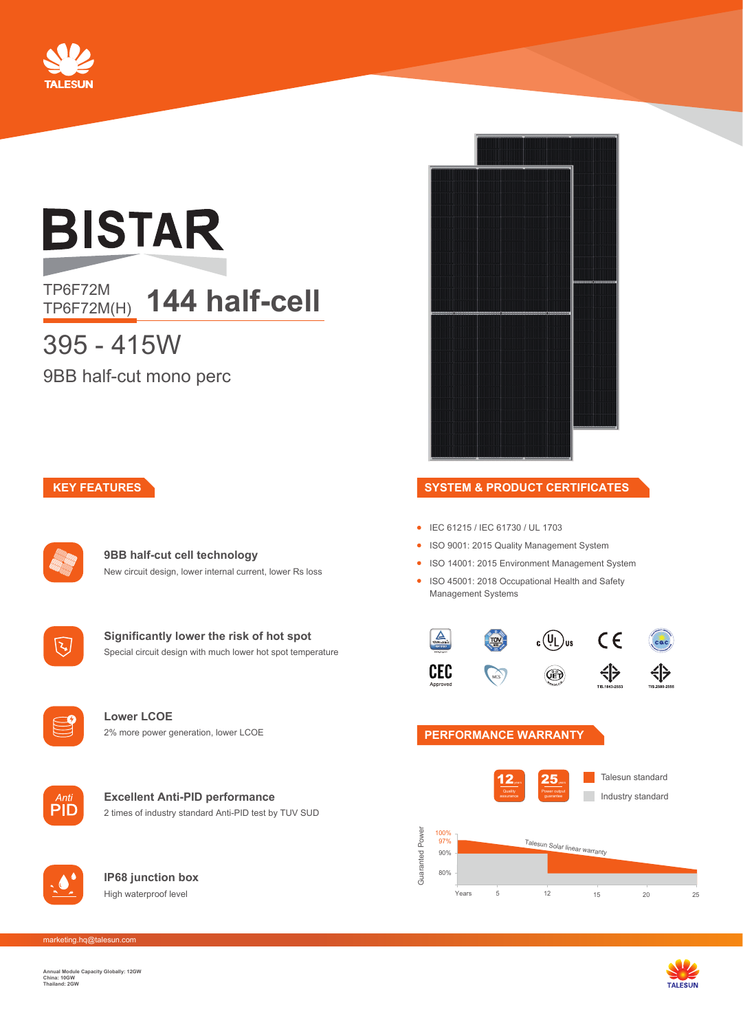TALESUN

# BISTAR

TP6F72M
TP6F72M(H)

## 144 half-cell

395 - 415W

9BB half-cut mono perc

## KEY FEATURES

**9BB half-cut cell technology**
New circuit design, lower internal current, lower Rs loss

**Significantly lower the risk of hot spot**
Special circuit design with much lower hot spot temperature

**Lower LCOE**
2% more power generation, lower LCOE

**Excellent Anti-PID performance**
2 times of industry standard Anti-PID test by TUV SUD

**IP68 junction box**
High waterproof level

## SYSTEM & PRODUCT CERTIFICATES

- IEC 61215 / IEC 61730 / UL 1703
- ISO 9001: 2015 Quality Management System
- ISO 14001: 2015 Environment Management System
- ISO 45001: 2018 Occupational Health and Safety Management Systems

CEC Approved, MCS, TIS.1843-2553, TIS.2580-2555

## PERFORMANCE WARRANTY

12 years Quality assurance
25 years Power output guarantee

Talesun standard
Industry standard

Guaranted Power: 100%, 97%, 90%, 80%

Talesun Solar linear warranty

Years: 5, 12, 15, 20, 25

marketing.hq@talesun.com

Annual Module Capacity Globally: 12GW
China: 10GW
Thailand: 2GW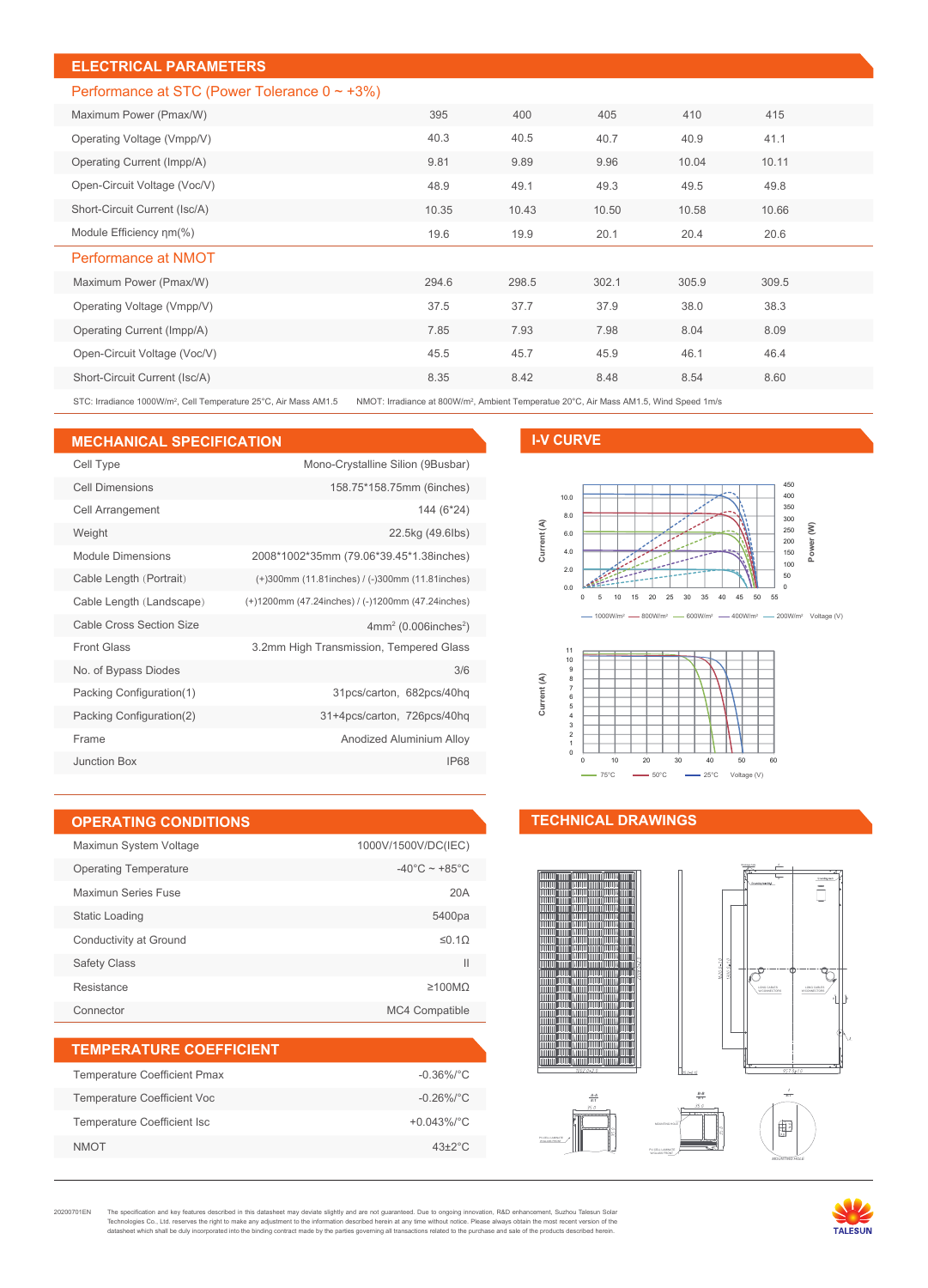## ELECTRICAL PARAMETERS

### Performance at STC (Power Tolerance 0 ~ +3%)

| | | | | | |
|---|---|---|---|---|---|
| Maximum Power (Pmax/W) | 395 | 400 | 405 | 410 | 415 |
| Operating Voltage (Vmpp/V) | 40.3 | 40.5 | 40.7 | 40.9 | 41.1 |
| Operating Current (Impp/A) | 9.81 | 9.89 | 9.96 | 10.04 | 10.11 |
| Open-Circuit Voltage (Voc/V) | 48.9 | 49.1 | 49.3 | 49.5 | 49.8 |
| Short-Circuit Current (Isc/A) | 10.35 | 10.43 | 10.50 | 10.58 | 10.66 |
| Module Efficiency ηm(%) | 19.6 | 19.9 | 20.1 | 20.4 | 20.6 |

### Performance at NMOT

| | | | | | |
|---|---|---|---|---|---|
| Maximum Power (Pmax/W) | 294.6 | 298.5 | 302.1 | 305.9 | 309.5 |
| Operating Voltage (Vmpp/V) | 37.5 | 37.7 | 37.9 | 38.0 | 38.3 |
| Operating Current (Impp/A) | 7.85 | 7.93 | 7.98 | 8.04 | 8.09 |
| Open-Circuit Voltage (Voc/V) | 45.5 | 45.7 | 45.9 | 46.1 | 46.4 |
| Short-Circuit Current (Isc/A) | 8.35 | 8.42 | 8.48 | 8.54 | 8.60 |

STC: Irradiance 1000W/m², Cell Temperature 25°C, Air Mass AM1.5    NMOT: Irradiance at 800W/m², Ambient Temperatue 20°C, Air Mass AM1.5, Wind Speed 1m/s

## MECHANICAL SPECIFICATION

| | |
|---|---|
| Cell Type | Mono-Crystalline Silion (9Busbar) |
| Cell Dimensions | 158.75*158.75mm (6inches) |
| Cell Arrangement | 144 (6*24) |
| Weight | 22.5kg (49.6lbs) |
| Module Dimensions | 2008*1002*35mm (79.06*39.45*1.38inches) |
| Cable Length (Portrait) | (+)300mm (11.81inches) / (-)300mm (11.81inches) |
| Cable Length (Landscape) | (+)1200mm (47.24inches) / (-)1200mm (47.24inches) |
| Cable Cross Section Size | 4mm² (0.006inches²) |
| Front Glass | 3.2mm High Transmission, Tempered Glass |
| No. of Bypass Diodes | 3/6 |
| Packing Configuration(1) | 31pcs/carton, 682pcs/40hq |
| Packing Configuration(2) | 31+4pcs/carton, 726pcs/40hq |
| Frame | Anodized Aluminium Alloy |
| Junction Box | IP68 |

## I-V CURVE

Current (A)
10.0
8.0
6.0
4.0
2.0
0.0
0 5 10 15 20 25 30 35 40 45 50 55
Power (W)
450 400 350 300 250 200 150 100 50 0
1000W/m² 800W/m² 600W/m² 400W/m² 200W/m² Voltage (V)

Current (A)
11 10 9 8 7 6 5 4 3 2 1 0
0 10 20 30 40 50 60
75°C 50°C 25°C Voltage (V)

## OPERATING CONDITIONS

| | |
|---|---|
| Maximun System Voltage | 1000V/1500V/DC(IEC) |
| Operating Temperature | -40°C ~ +85°C |
| Maximun Series Fuse | 20A |
| Static Loading | 5400pa |
| Conductivity at Ground | ≤0.1Ω |
| Safety Class | II |
| Resistance | ≥100MΩ |
| Connector | MC4 Compatible |

## TECHNICAL DRAWINGS

## TEMPERATURE COEFFICIENT

| | |
|---|---|
| Temperature Coefficient Pmax | -0.36%/°C |
| Temperature Coefficient Voc | -0.26%/°C |
| Temperature Coefficient Isc | +0.043%/°C |
| NMOT | 43±2°C |

20200701EN

The specification and key features described in this datasheet may deviate slightly and are not guaranteed. Due to ongoing innovation, R&D enhancement, Suzhou Talesun Solar Technologies Co., Ltd. reserves the right to make any adjustment to the information described herein at any time without notice. Please always obtain the most recent version of the datasheet which shall be duly incorporated into the binding contract made by the parties governing all transactions related to the purchase and sale of the products described herein.

TALESUN